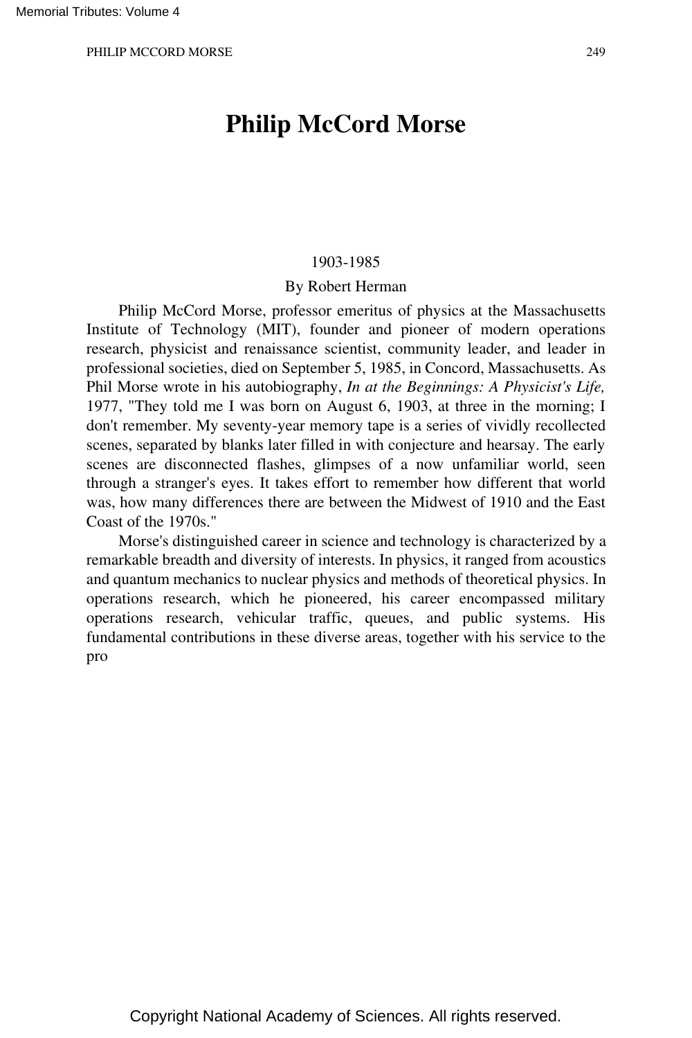# Philip McCord Morse

1903-1985

By Robert Herman

Philip McCord Morse, professor emeritus of physics at the Massachusetts Institute of Technology (MIT), founder and pioneer of modern operations research, physicist and renaissance scientist, community leader, and leader in professional societies, died on September 5, 1985, in Concord, Massachusetts. As Phil Morse wrote in his autobiography, *In at the Beginnings: A Physicist's Life,* 1977, "They told me I was born on August 6, 1903, at three in the morning; I don't remember. My seventy-year memory tape is a series of vividly recollected scenes, separated by blanks later filled in with conjecture and hearsay. The early scenes are disconnected flashes, glimpses of a now unfamiliar world, seen through a stranger's eyes. It takes effort to remember how different that world was, how many differences there are between the Midwest of 1910 and the East Coast of the 1970s."

Morse's distinguished career in science and technology is characterized by a remarkable breadth and diversity of interests. In physics, it ranged from acoustics and quantum mechanics to nuclear physics and methods of theoretical physics. In operations research, which he pioneered, his career encompassed military operations research, vehicular traffic, queues, and public systems. His fundamental contributions in these diverse areas, together with his service to the pro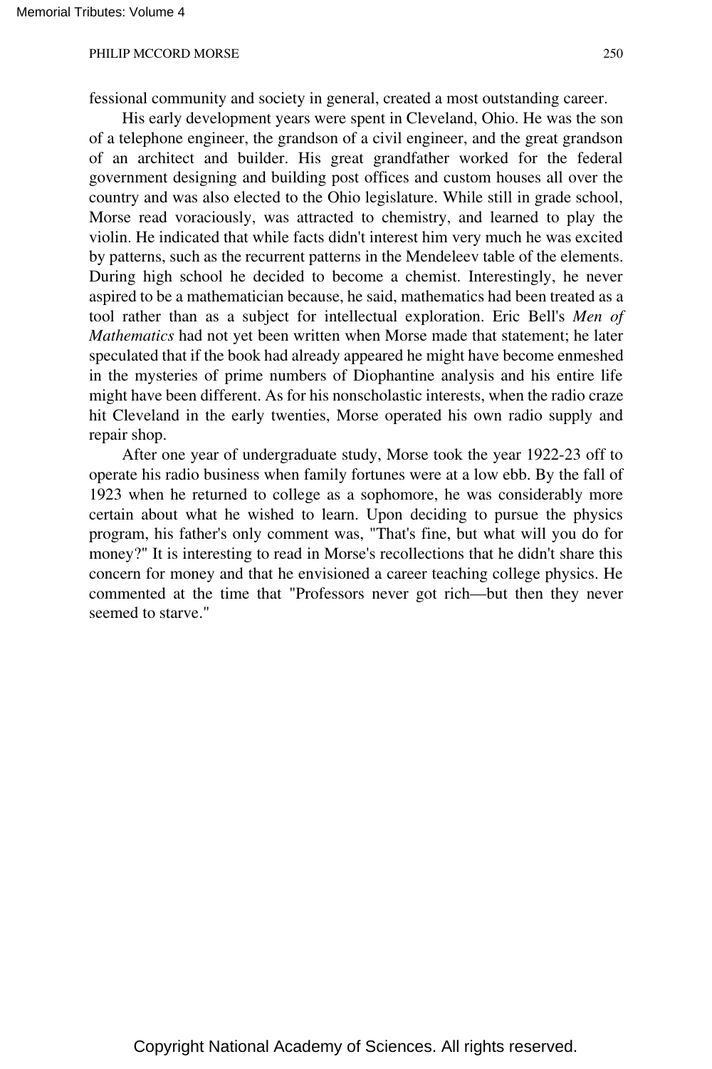fessional community and society in general, created a most outstanding career.

His early development years were spent in Cleveland, Ohio. He was the son of a telephone engineer, the grandson of a civil engineer, and the great grandson of an architect and builder. His great grandfather worked for the federal government designing and building post offices and custom houses all over the country and was also elected to the Ohio legislature. While still in grade school, Morse read voraciously, was attracted to chemistry, and learned to play the violin. He indicated that while facts didn't interest him very much he was excited by patterns, such as the recurrent patterns in the Mendeleev table of the elements. During high school he decided to become a chemist. Interestingly, he never aspired to be a mathematician because, he said, mathematics had been treated as a tool rather than as a subject for intellectual exploration. Eric Bell's *Men of Mathematics* had not yet been written when Morse made that statement; he later speculated that if the book had already appeared he might have become enmeshed in the mysteries of prime numbers of Diophantine analysis and his entire life might have been different. As for his nonscholastic interests, when the radio craze hit Cleveland in the early twenties, Morse operated his own radio supply and repair shop.

After one year of undergraduate study, Morse took the year 1922-23 off to operate his radio business when family fortunes were at a low ebb. By the fall of 1923 when he returned to college as a sophomore, he was considerably more certain about what he wished to learn. Upon deciding to pursue the physics program, his father's only comment was, "That's fine, but what will you do for money?" It is interesting to read in Morse's recollections that he didn't share this concern for money and that he envisioned a career teaching college physics. He commented at the time that "Professors never got rich—but then they never seemed to starve."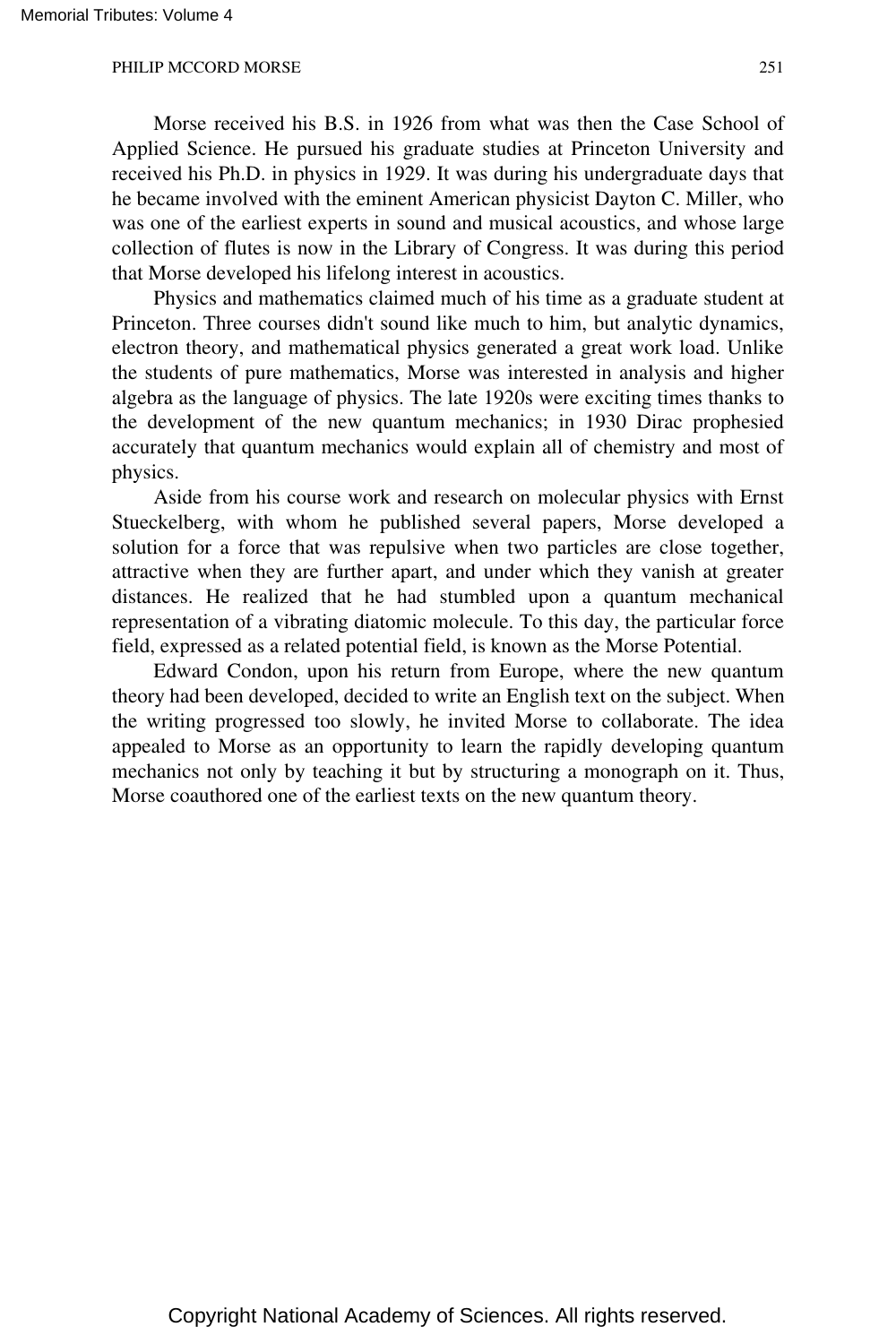Morse received his B.S. in 1926 from what was then the Case School of Applied Science. He pursued his graduate studies at Princeton University and received his Ph.D. in physics in 1929. It was during his undergraduate days that he became involved with the eminent American physicist Dayton C. Miller, who was one of the earliest experts in sound and musical acoustics, and whose large collection of flutes is now in the Library of Congress. It was during this period that Morse developed his lifelong interest in acoustics.

Physics and mathematics claimed much of his time as a graduate student at Princeton. Three courses didn't sound like much to him, but analytic dynamics, electron theory, and mathematical physics generated a great work load. Unlike the students of pure mathematics, Morse was interested in analysis and higher algebra as the language of physics. The late 1920s were exciting times thanks to the development of the new quantum mechanics; in 1930 Dirac prophesied accurately that quantum mechanics would explain all of chemistry and most of physics.

Aside from his course work and research on molecular physics with Ernst Stueckelberg, with whom he published several papers, Morse developed a solution for a force that was repulsive when two particles are close together, attractive when they are further apart, and under which they vanish at greater distances. He realized that he had stumbled upon a quantum mechanical representation of a vibrating diatomic molecule. To this day, the particular force field, expressed as a related potential field, is known as the Morse Potential.

Edward Condon, upon his return from Europe, where the new quantum theory had been developed, decided to write an English text on the subject. When the writing progressed too slowly, he invited Morse to collaborate. The idea appealed to Morse as an opportunity to learn the rapidly developing quantum mechanics not only by teaching it but by structuring a monograph on it. Thus, Morse coauthored one of the earliest texts on the new quantum theory.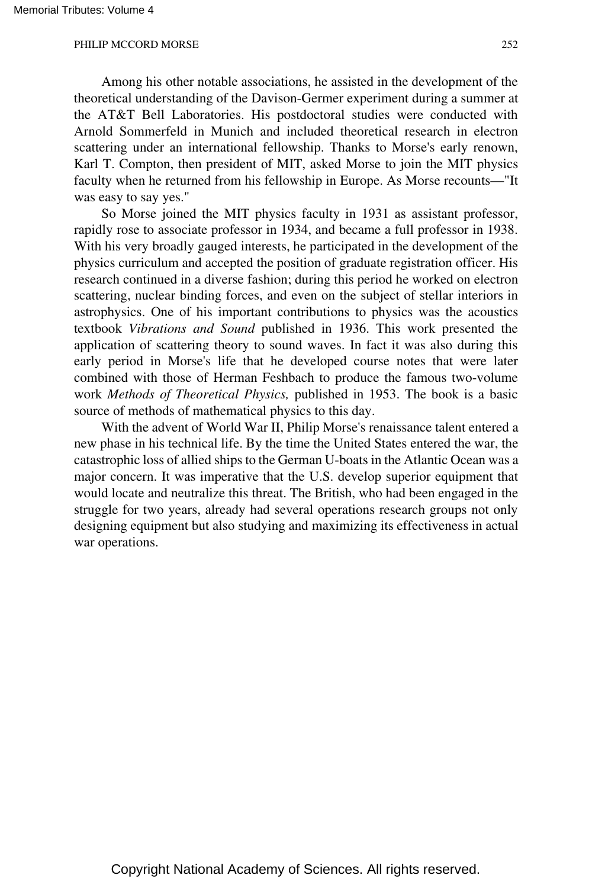Among his other notable associations, he assisted in the development of the theoretical understanding of the Davison-Germer experiment during a summer at the AT&T Bell Laboratories. His postdoctoral studies were conducted with Arnold Sommerfeld in Munich and included theoretical research in electron scattering under an international fellowship. Thanks to Morse's early renown, Karl T. Compton, then president of MIT, asked Morse to join the MIT physics faculty when he returned from his fellowship in Europe. As Morse recounts—"It was easy to say yes."

So Morse joined the MIT physics faculty in 1931 as assistant professor, rapidly rose to associate professor in 1934, and became a full professor in 1938. With his very broadly gauged interests, he participated in the development of the physics curriculum and accepted the position of graduate registration officer. His research continued in a diverse fashion; during this period he worked on electron scattering, nuclear binding forces, and even on the subject of stellar interiors in astrophysics. One of his important contributions to physics was the acoustics textbook *Vibrations and Sound* published in 1936. This work presented the application of scattering theory to sound waves. In fact it was also during this early period in Morse's life that he developed course notes that were later combined with those of Herman Feshbach to produce the famous two-volume work *Methods of Theoretical Physics,* published in 1953. The book is a basic source of methods of mathematical physics to this day.

With the advent of World War II, Philip Morse's renaissance talent entered a new phase in his technical life. By the time the United States entered the war, the catastrophic loss of allied ships to the German U-boats in the Atlantic Ocean was a major concern. It was imperative that the U.S. develop superior equipment that would locate and neutralize this threat. The British, who had been engaged in the struggle for two years, already had several operations research groups not only designing equipment but also studying and maximizing its effectiveness in actual war operations.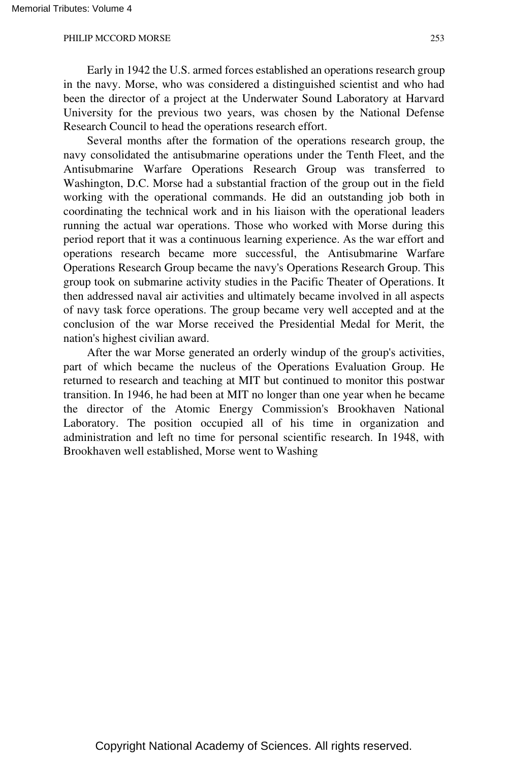Early in 1942 the U.S. armed forces established an operations research group in the navy. Morse, who was considered a distinguished scientist and who had been the director of a project at the Underwater Sound Laboratory at Harvard University for the previous two years, was chosen by the National Defense Research Council to head the operations research effort.

Several months after the formation of the operations research group, the navy consolidated the antisubmarine operations under the Tenth Fleet, and the Antisubmarine Warfare Operations Research Group was transferred to Washington, D.C. Morse had a substantial fraction of the group out in the field working with the operational commands. He did an outstanding job both in coordinating the technical work and in his liaison with the operational leaders running the actual war operations. Those who worked with Morse during this period report that it was a continuous learning experience. As the war effort and operations research became more successful, the Antisubmarine Warfare Operations Research Group became the navy's Operations Research Group. This group took on submarine activity studies in the Pacific Theater of Operations. It then addressed naval air activities and ultimately became involved in all aspects of navy task force operations. The group became very well accepted and at the conclusion of the war Morse received the Presidential Medal for Merit, the nation's highest civilian award.

After the war Morse generated an orderly windup of the group's activities, part of which became the nucleus of the Operations Evaluation Group. He returned to research and teaching at MIT but continued to monitor this postwar transition. In 1946, he had been at MIT no longer than one year when he became the director of the Atomic Energy Commission's Brookhaven National Laboratory. The position occupied all of his time in organization and administration and left no time for personal scientific research. In 1948, with Brookhaven well established, Morse went to Washing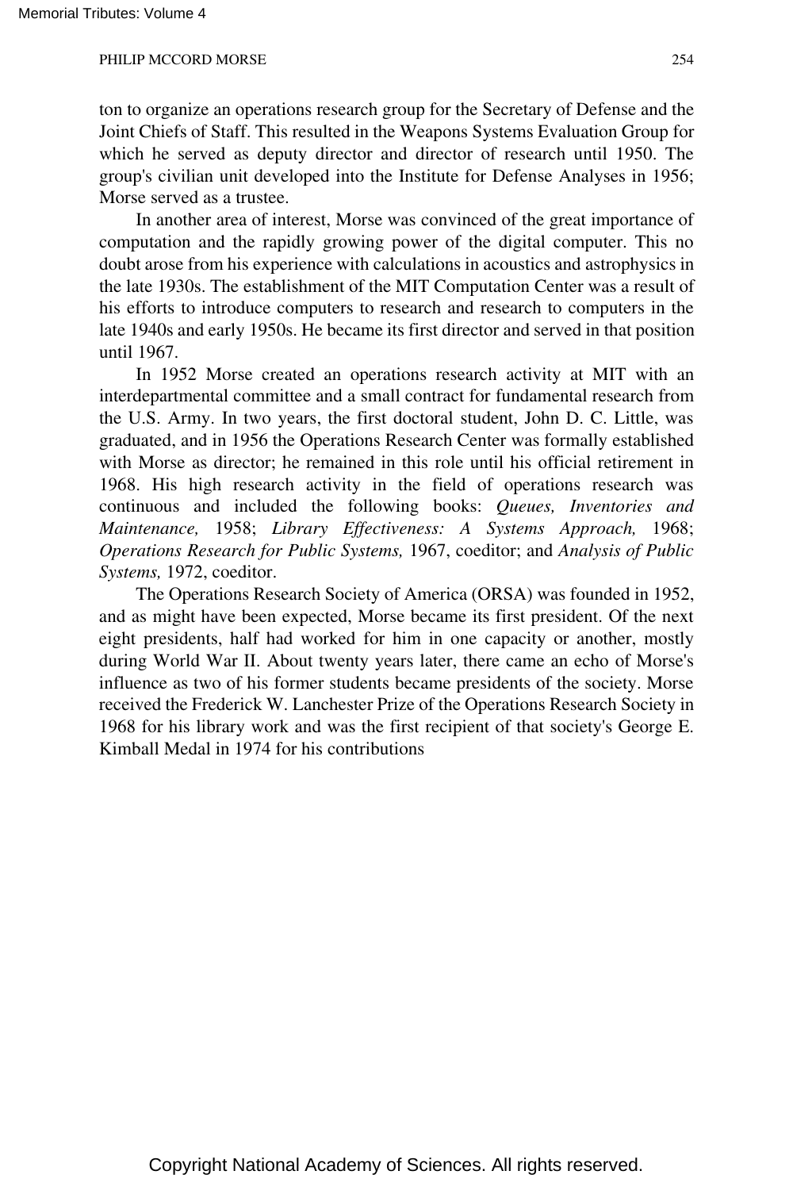ton to organize an operations research group for the Secretary of Defense and the Joint Chiefs of Staff. This resulted in the Weapons Systems Evaluation Group for which he served as deputy director and director of research until 1950. The group's civilian unit developed into the Institute for Defense Analyses in 1956; Morse served as a trustee.

In another area of interest, Morse was convinced of the great importance of computation and the rapidly growing power of the digital computer. This no doubt arose from his experience with calculations in acoustics and astrophysics in the late 1930s. The establishment of the MIT Computation Center was a result of his efforts to introduce computers to research and research to computers in the late 1940s and early 1950s. He became its first director and served in that position until 1967.

In 1952 Morse created an operations research activity at MIT with an interdepartmental committee and a small contract for fundamental research from the U.S. Army. In two years, the first doctoral student, John D. C. Little, was graduated, and in 1956 the Operations Research Center was formally established with Morse as director; he remained in this role until his official retirement in 1968. His high research activity in the field of operations research was continuous and included the following books: *Queues, Inventories and Maintenance,* 1958; *Library Effectiveness: A Systems Approach,* 1968; *Operations Research for Public Systems,* 1967, coeditor; and *Analysis of Public Systems,* 1972, coeditor.

The Operations Research Society of America (ORSA) was founded in 1952, and as might have been expected, Morse became its first president. Of the next eight presidents, half had worked for him in one capacity or another, mostly during World War II. About twenty years later, there came an echo of Morse's influence as two of his former students became presidents of the society. Morse received the Frederick W. Lanchester Prize of the Operations Research Society in 1968 for his library work and was the first recipient of that society's George E. Kimball Medal in 1974 for his contributions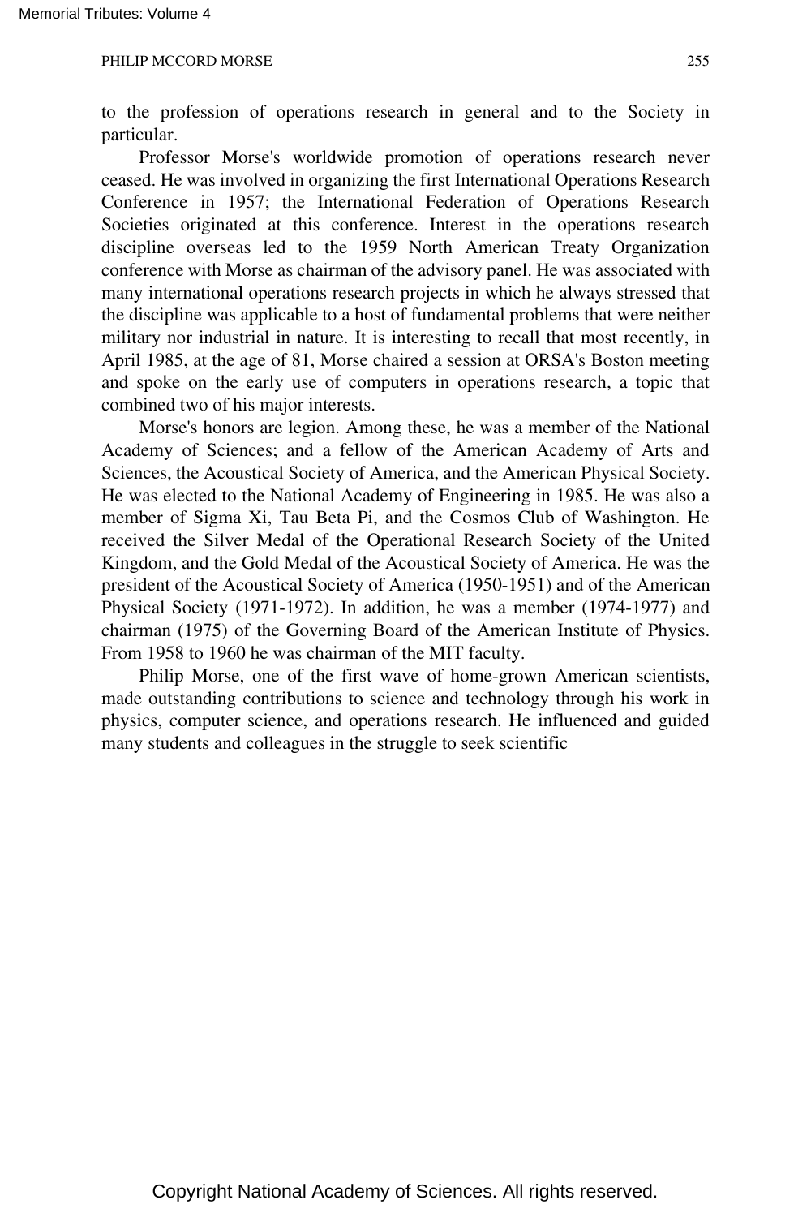to the profession of operations research in general and to the Society in particular.

Professor Morse's worldwide promotion of operations research never ceased. He was involved in organizing the first International Operations Research Conference in 1957; the International Federation of Operations Research Societies originated at this conference. Interest in the operations research discipline overseas led to the 1959 North American Treaty Organization conference with Morse as chairman of the advisory panel. He was associated with many international operations research projects in which he always stressed that the discipline was applicable to a host of fundamental problems that were neither military nor industrial in nature. It is interesting to recall that most recently, in April 1985, at the age of 81, Morse chaired a session at ORSA's Boston meeting and spoke on the early use of computers in operations research, a topic that combined two of his major interests.

Morse's honors are legion. Among these, he was a member of the National Academy of Sciences; and a fellow of the American Academy of Arts and Sciences, the Acoustical Society of America, and the American Physical Society. He was elected to the National Academy of Engineering in 1985. He was also a member of Sigma Xi, Tau Beta Pi, and the Cosmos Club of Washington. He received the Silver Medal of the Operational Research Society of the United Kingdom, and the Gold Medal of the Acoustical Society of America. He was the president of the Acoustical Society of America (1950-1951) and of the American Physical Society (1971-1972). In addition, he was a member (1974-1977) and chairman (1975) of the Governing Board of the American Institute of Physics. From 1958 to 1960 he was chairman of the MIT faculty.

Philip Morse, one of the first wave of home-grown American scientists, made outstanding contributions to science and technology through his work in physics, computer science, and operations research. He influenced and guided many students and colleagues in the struggle to seek scientific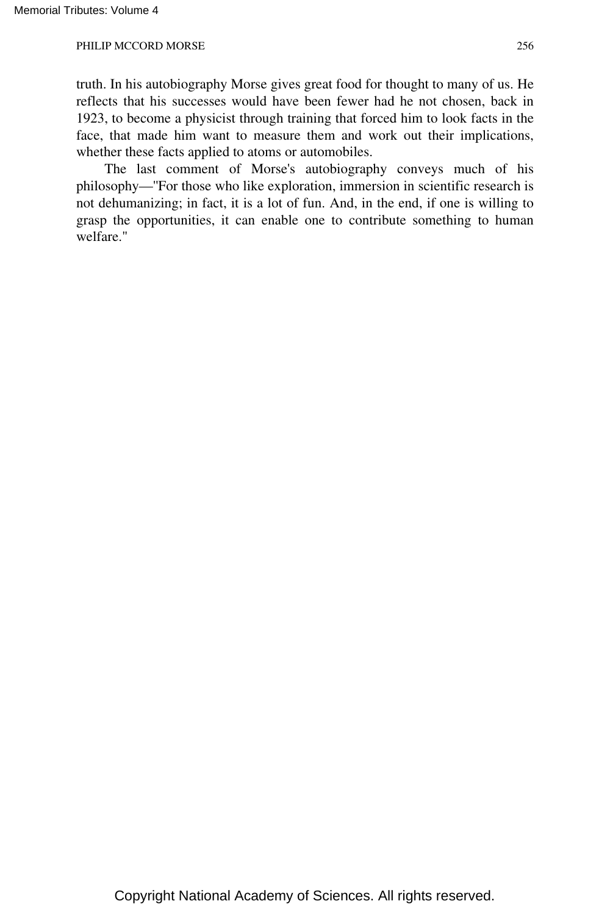truth. In his autobiography Morse gives great food for thought to many of us. He reflects that his successes would have been fewer had he not chosen, back in 1923, to become a physicist through training that forced him to look facts in the face, that made him want to measure them and work out their implications, whether these facts applied to atoms or automobiles.

The last comment of Morse's autobiography conveys much of his philosophy—"For those who like exploration, immersion in scientific research is not dehumanizing; in fact, it is a lot of fun. And, in the end, if one is willing to grasp the opportunities, it can enable one to contribute something to human welfare."